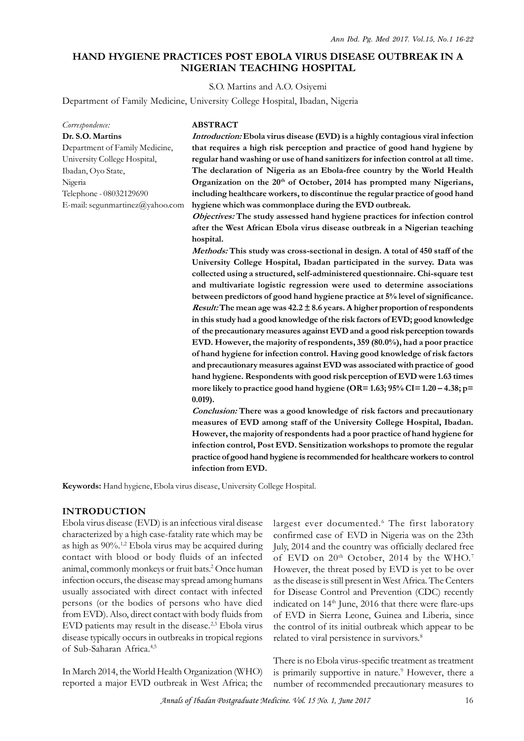# HAND HYGIENE PRACTICES POST EBOLA VIRUS DISEASE OUTBREAK IN A NIGERIAN TEACHING HOSPITAL

S.O. Martins and A.O. Osiyemi

Department of Family Medicine, University College Hospital, Ibadan, Nigeria

*Correspondence:*
**Dr. S.O. Martins**
Department of Family Medicine,
University College Hospital,
Ibadan, Oyo State,
Nigeria
Telephone - 08032129690
E-mail: segunmartinez@yahoo.com

## ABSTRACT

***Introduction:*** **Ebola virus disease (EVD) is a highly contagious viral infection that requires a high risk perception and practice of good hand hygiene by regular hand washing or use of hand sanitizers for infection control at all time. The declaration of Nigeria as an Ebola-free country by the World Health Organization on the 20th of October, 2014 has prompted many Nigerians, including healthcare workers, to discontinue the regular practice of good hand hygiene which was commonplace during the EVD outbreak.**

***Objectives:*** **The study assessed hand hygiene practices for infection control after the West African Ebola virus disease outbreak in a Nigerian teaching hospital.**

***Methods:*** **This study was cross-sectional in design. A total of 450 staff of the University College Hospital, Ibadan participated in the survey. Data was collected using a structured, self-administered questionnaire. Chi-square test and multivariate logistic regression were used to determine associations between predictors of good hand hygiene practice at 5% level of significance.**

***Result:*** **The mean age was 42.2 ± 8.6 years. A higher proportion of respondents in this study had a good knowledge of the risk factors of EVD; good knowledge of the precautionary measures against EVD and a good risk perception towards EVD. However, the majority of respondents, 359 (80.0%), had a poor practice of hand hygiene for infection control. Having good knowledge of risk factors and precautionary measures against EVD was associated with practice of good hand hygiene. Respondents with good risk perception of EVD were 1.63 times more likely to practice good hand hygiene (OR= 1.63; 95% CI= 1.20 – 4.38; p= 0.019).**

***Conclusion:*** **There was a good knowledge of risk factors and precautionary measures of EVD among staff of the University College Hospital, Ibadan. However, the majority of respondents had a poor practice of hand hygiene for infection control, Post EVD. Sensitization workshops to promote the regular practice of good hand hygiene is recommended for healthcare workers to control infection from EVD.**

**Keywords:** Hand hygiene, Ebola virus disease, University College Hospital.

## INTRODUCTION

Ebola virus disease (EVD) is an infectious viral disease characterized by a high case-fatality rate which may be as high as 90%.[1,2] Ebola virus may be acquired during contact with blood or body fluids of an infected animal, commonly monkeys or fruit bats.[2] Once human infection occurs, the disease may spread among humans usually associated with direct contact with infected persons (or the bodies of persons who have died from EVD). Also, direct contact with body fluids from EVD patients may result in the disease.[2,3] Ebola virus disease typically occurs in outbreaks in tropical regions of Sub-Saharan Africa.[4,5]

In March 2014, the World Health Organization (WHO) reported a major EVD outbreak in West Africa; the largest ever documented.[6] The first laboratory confirmed case of EVD in Nigeria was on the 23th July, 2014 and the country was officially declared free of EVD on 20th October, 2014 by the WHO.[7] However, the threat posed by EVD is yet to be over as the disease is still present in West Africa. The Centers for Disease Control and Prevention (CDC) recently indicated on 14th June, 2016 that there were flare-ups of EVD in Sierra Leone, Guinea and Liberia, since the control of its initial outbreak which appear to be related to viral persistence in survivors.[8]

There is no Ebola virus-specific treatment as treatment is primarily supportive in nature.[9] However, there a number of recommended precautionary measures to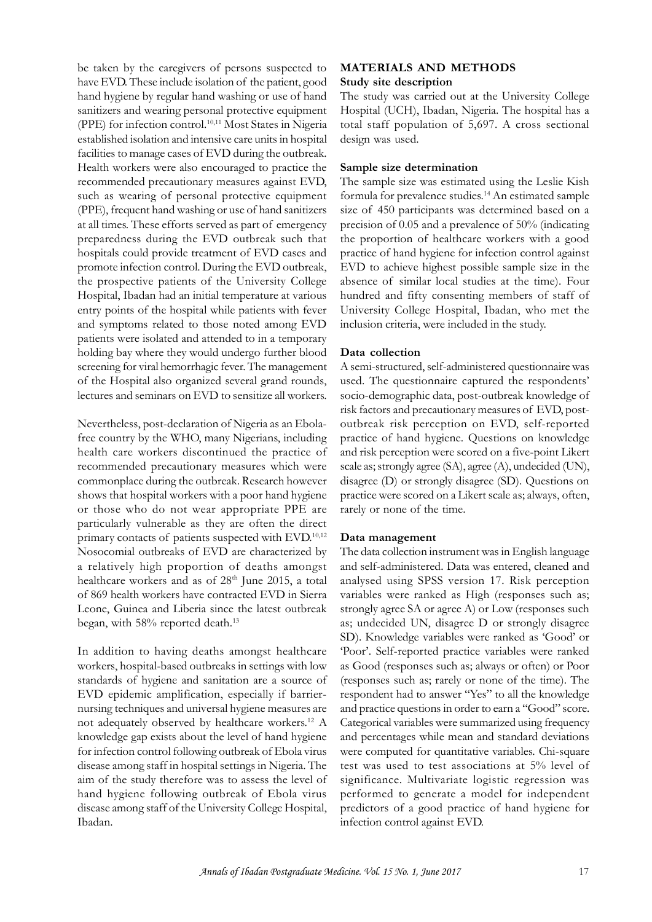be taken by the caregivers of persons suspected to have EVD. These include isolation of the patient, good hand hygiene by regular hand washing or use of hand sanitizers and wearing personal protective equipment (PPE) for infection control.[10,11] Most States in Nigeria established isolation and intensive care units in hospital facilities to manage cases of EVD during the outbreak. Health workers were also encouraged to practice the recommended precautionary measures against EVD, such as wearing of personal protective equipment (PPE), frequent hand washing or use of hand sanitizers at all times. These efforts served as part of emergency preparedness during the EVD outbreak such that hospitals could provide treatment of EVD cases and promote infection control. During the EVD outbreak, the prospective patients of the University College Hospital, Ibadan had an initial temperature at various entry points of the hospital while patients with fever and symptoms related to those noted among EVD patients were isolated and attended to in a temporary holding bay where they would undergo further blood screening for viral hemorrhagic fever. The management of the Hospital also organized several grand rounds, lectures and seminars on EVD to sensitize all workers.

Nevertheless, post-declaration of Nigeria as an Ebola-free country by the WHO, many Nigerians, including health care workers discontinued the practice of recommended precautionary measures which were commonplace during the outbreak. Research however shows that hospital workers with a poor hand hygiene or those who do not wear appropriate PPE are particularly vulnerable as they are often the direct primary contacts of patients suspected with EVD.[10,12] Nosocomial outbreaks of EVD are characterized by a relatively high proportion of deaths amongst healthcare workers and as of 28th June 2015, a total of 869 health workers have contracted EVD in Sierra Leone, Guinea and Liberia since the latest outbreak began, with 58% reported death.[13]

In addition to having deaths amongst healthcare workers, hospital-based outbreaks in settings with low standards of hygiene and sanitation are a source of EVD epidemic amplification, especially if barrier-nursing techniques and universal hygiene measures are not adequately observed by healthcare workers.[12] A knowledge gap exists about the level of hand hygiene for infection control following outbreak of Ebola virus disease among staff in hospital settings in Nigeria. The aim of the study therefore was to assess the level of hand hygiene following outbreak of Ebola virus disease among staff of the University College Hospital, Ibadan.

## MATERIALS AND METHODS

### Study site description

The study was carried out at the University College Hospital (UCH), Ibadan, Nigeria. The hospital has a total staff population of 5,697. A cross sectional design was used.

### Sample size determination

The sample size was estimated using the Leslie Kish formula for prevalence studies.[14] An estimated sample size of 450 participants was determined based on a precision of 0.05 and a prevalence of 50% (indicating the proportion of healthcare workers with a good practice of hand hygiene for infection control against EVD to achieve highest possible sample size in the absence of similar local studies at the time). Four hundred and fifty consenting members of staff of University College Hospital, Ibadan, who met the inclusion criteria, were included in the study.

### Data collection

A semi-structured, self-administered questionnaire was used. The questionnaire captured the respondents' socio-demographic data, post-outbreak knowledge of risk factors and precautionary measures of EVD, post-outbreak risk perception on EVD, self-reported practice of hand hygiene. Questions on knowledge and risk perception were scored on a five-point Likert scale as; strongly agree (SA), agree (A), undecided (UN), disagree (D) or strongly disagree (SD). Questions on practice were scored on a Likert scale as; always, often, rarely or none of the time.

### Data management

The data collection instrument was in English language and self-administered. Data was entered, cleaned and analysed using SPSS version 17. Risk perception variables were ranked as High (responses such as; strongly agree SA or agree A) or Low (responses such as; undecided UN, disagree D or strongly disagree SD). Knowledge variables were ranked as 'Good' or 'Poor'. Self-reported practice variables were ranked as Good (responses such as; always or often) or Poor (responses such as; rarely or none of the time). The respondent had to answer "Yes" to all the knowledge and practice questions in order to earn a "Good" score. Categorical variables were summarized using frequency and percentages while mean and standard deviations were computed for quantitative variables. Chi-square test was used to test associations at 5% level of significance. Multivariate logistic regression was performed to generate a model for independent predictors of a good practice of hand hygiene for infection control against EVD.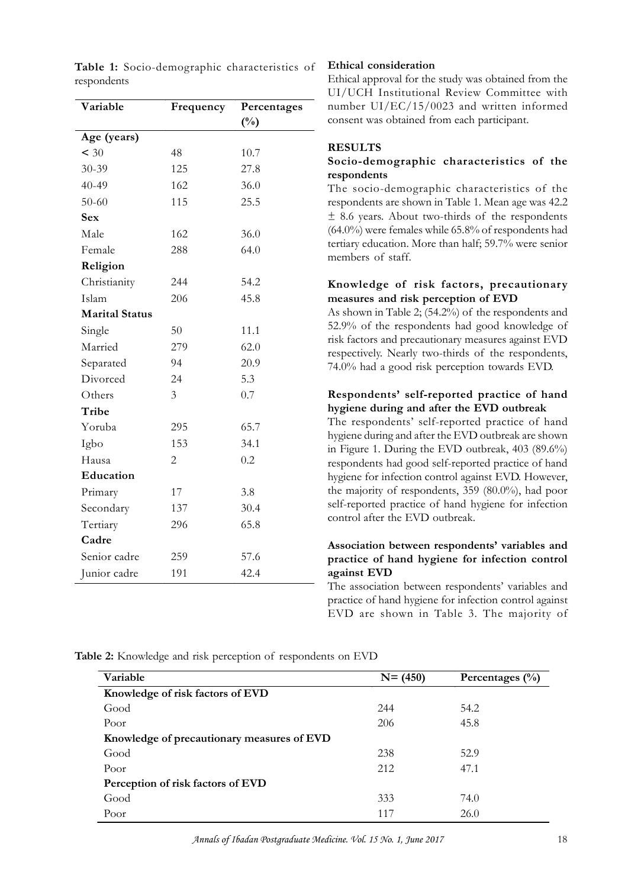**Table 1:** Socio-demographic characteristics of respondents

| Variable | Frequency | Percentages (%) |
|---|---|---|
| **Age (years)** | | |
| < 30 | 48 | 10.7 |
| 30-39 | 125 | 27.8 |
| 40-49 | 162 | 36.0 |
| 50-60 | 115 | 25.5 |
| **Sex** | | |
| Male | 162 | 36.0 |
| Female | 288 | 64.0 |
| **Religion** | | |
| Christianity | 244 | 54.2 |
| Islam | 206 | 45.8 |
| **Marital Status** | | |
| Single | 50 | 11.1 |
| Married | 279 | 62.0 |
| Separated | 94 | 20.9 |
| Divorced | 24 | 5.3 |
| Others | 3 | 0.7 |
| **Tribe** | | |
| Yoruba | 295 | 65.7 |
| Igbo | 153 | 34.1 |
| Hausa | 2 | 0.2 |
| **Education** | | |
| Primary | 17 | 3.8 |
| Secondary | 137 | 30.4 |
| Tertiary | 296 | 65.8 |
| **Cadre** | | |
| Senior cadre | 259 | 57.6 |
| Junior cadre | 191 | 42.4 |

**Ethical consideration**

Ethical approval for the study was obtained from the UI/UCH Institutional Review Committee with number UI/EC/15/0023 and written informed consent was obtained from each participant.

## RESULTS

### Socio-demographic characteristics of the respondents

The socio-demographic characteristics of the respondents are shown in Table 1. Mean age was 42.2 ± 8.6 years. About two-thirds of the respondents (64.0%) were females while 65.8% of respondents had tertiary education. More than half; 59.7% were senior members of staff.

### Knowledge of risk factors, precautionary measures and risk perception of EVD

As shown in Table 2; (54.2%) of the respondents and 52.9% of the respondents had good knowledge of risk factors and precautionary measures against EVD respectively. Nearly two-thirds of the respondents, 74.0% had a good risk perception towards EVD.

### Respondents' self-reported practice of hand hygiene during and after the EVD outbreak

The respondents' self-reported practice of hand hygiene during and after the EVD outbreak are shown in Figure 1. During the EVD outbreak, 403 (89.6%) respondents had good self-reported practice of hand hygiene for infection control against EVD. However, the majority of respondents, 359 (80.0%), had poor self-reported practice of hand hygiene for infection control after the EVD outbreak.

### Association between respondents' variables and practice of hand hygiene for infection control against EVD

The association between respondents' variables and practice of hand hygiene for infection control against EVD are shown in Table 3. The majority of

**Table 2:** Knowledge and risk perception of respondents on EVD

| Variable | N= (450) | Percentages (%) |
|---|---|---|
| **Knowledge of risk factors of EVD** | | |
| Good | 244 | 54.2 |
| Poor | 206 | 45.8 |
| **Knowledge of precautionary measures of EVD** | | |
| Good | 238 | 52.9 |
| Poor | 212 | 47.1 |
| **Perception of risk factors of EVD** | | |
| Good | 333 | 74.0 |
| Poor | 117 | 26.0 |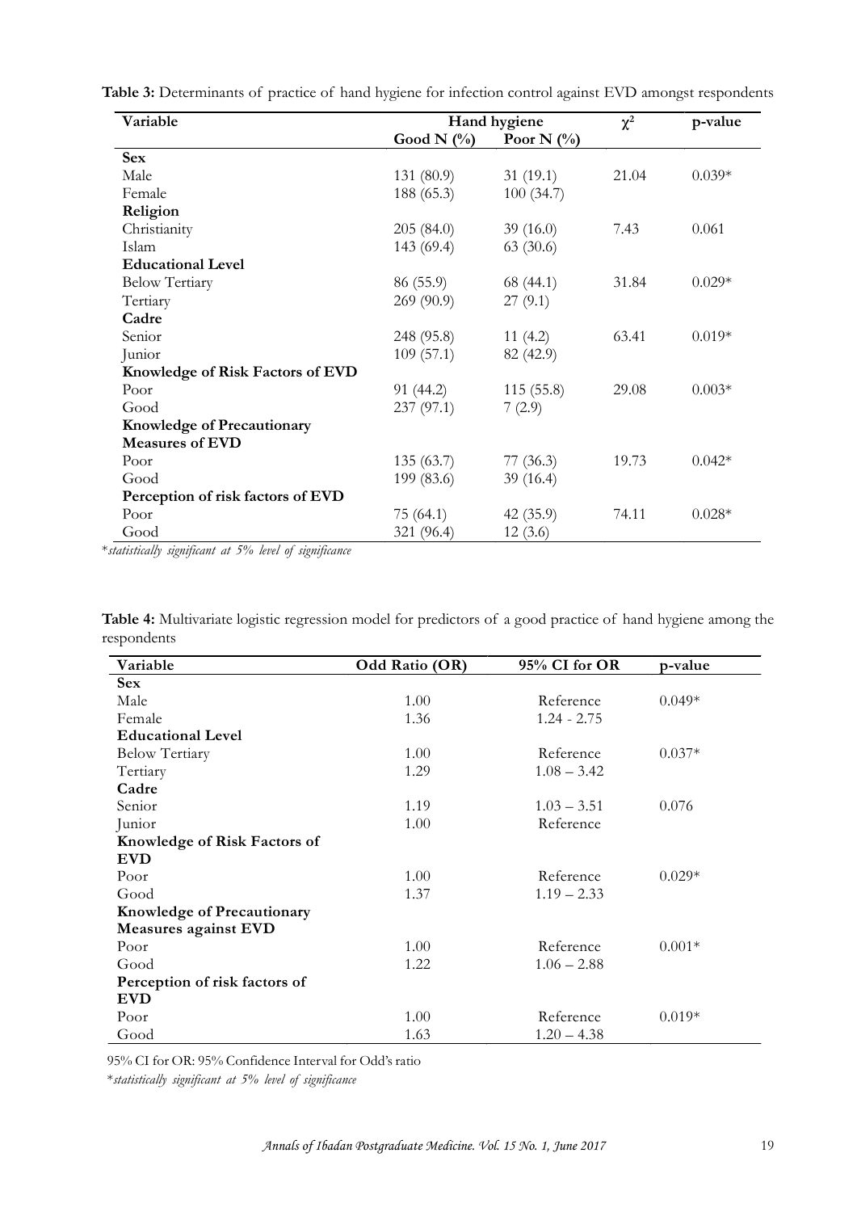**Table 3:** Determinants of practice of hand hygiene for infection control against EVD amongst respondents

| Variable | Hand hygiene | | $\chi^2$ | p-value |
|---|---|---|---|---|
| | Good N (%) | Poor N (%) | | |
| **Sex** | | | | |
| Male | 131 (80.9) | 31 (19.1) | 21.04 | 0.039* |
| Female | 188 (65.3) | 100 (34.7) | | |
| **Religion** | | | | |
| Christianity | 205 (84.0) | 39 (16.0) | 7.43 | 0.061 |
| Islam | 143 (69.4) | 63 (30.6) | | |
| **Educational Level** | | | | |
| Below Tertiary | 86 (55.9) | 68 (44.1) | 31.84 | 0.029* |
| Tertiary | 269 (90.9) | 27 (9.1) | | |
| **Cadre** | | | | |
| Senior | 248 (95.8) | 11 (4.2) | 63.41 | 0.019* |
| Junior | 109 (57.1) | 82 (42.9) | | |
| **Knowledge of Risk Factors of EVD** | | | | |
| Poor | 91 (44.2) | 115 (55.8) | 29.08 | 0.003* |
| Good | 237 (97.1) | 7 (2.9) | | |
| **Knowledge of Precautionary Measures of EVD** | | | | |
| Poor | 135 (63.7) | 77 (36.3) | 19.73 | 0.042* |
| Good | 199 (83.6) | 39 (16.4) | | |
| **Perception of risk factors of EVD** | | | | |
| Poor | 75 (64.1) | 42 (35.9) | 74.11 | 0.028* |
| Good | 321 (96.4) | 12 (3.6) | | |

**statistically significant at 5% level of significance*

**Table 4:** Multivariate logistic regression model for predictors of a good practice of hand hygiene among the respondents

| Variable | Odd Ratio (OR) | 95% CI for OR | p-value |
|---|---|---|---|
| **Sex** | | | |
| Male | 1.00 | Reference | 0.049* |
| Female | 1.36 | 1.24 - 2.75 | |
| **Educational Level** | | | |
| Below Tertiary | 1.00 | Reference | 0.037* |
| Tertiary | 1.29 | 1.08 – 3.42 | |
| **Cadre** | | | |
| Senior | 1.19 | 1.03 – 3.51 | 0.076 |
| Junior | 1.00 | Reference | |
| **Knowledge of Risk Factors of EVD** | | | |
| Poor | 1.00 | Reference | 0.029* |
| Good | 1.37 | 1.19 – 2.33 | |
| **Knowledge of Precautionary Measures against EVD** | | | |
| Poor | 1.00 | Reference | 0.001* |
| Good | 1.22 | 1.06 – 2.88 | |
| **Perception of risk factors of EVD** | | | |
| Poor | 1.00 | Reference | 0.019* |
| Good | 1.63 | 1.20 – 4.38 | |

95% CI for OR: 95% Confidence Interval for Odd's ratio

**statistically significant at 5% level of significance*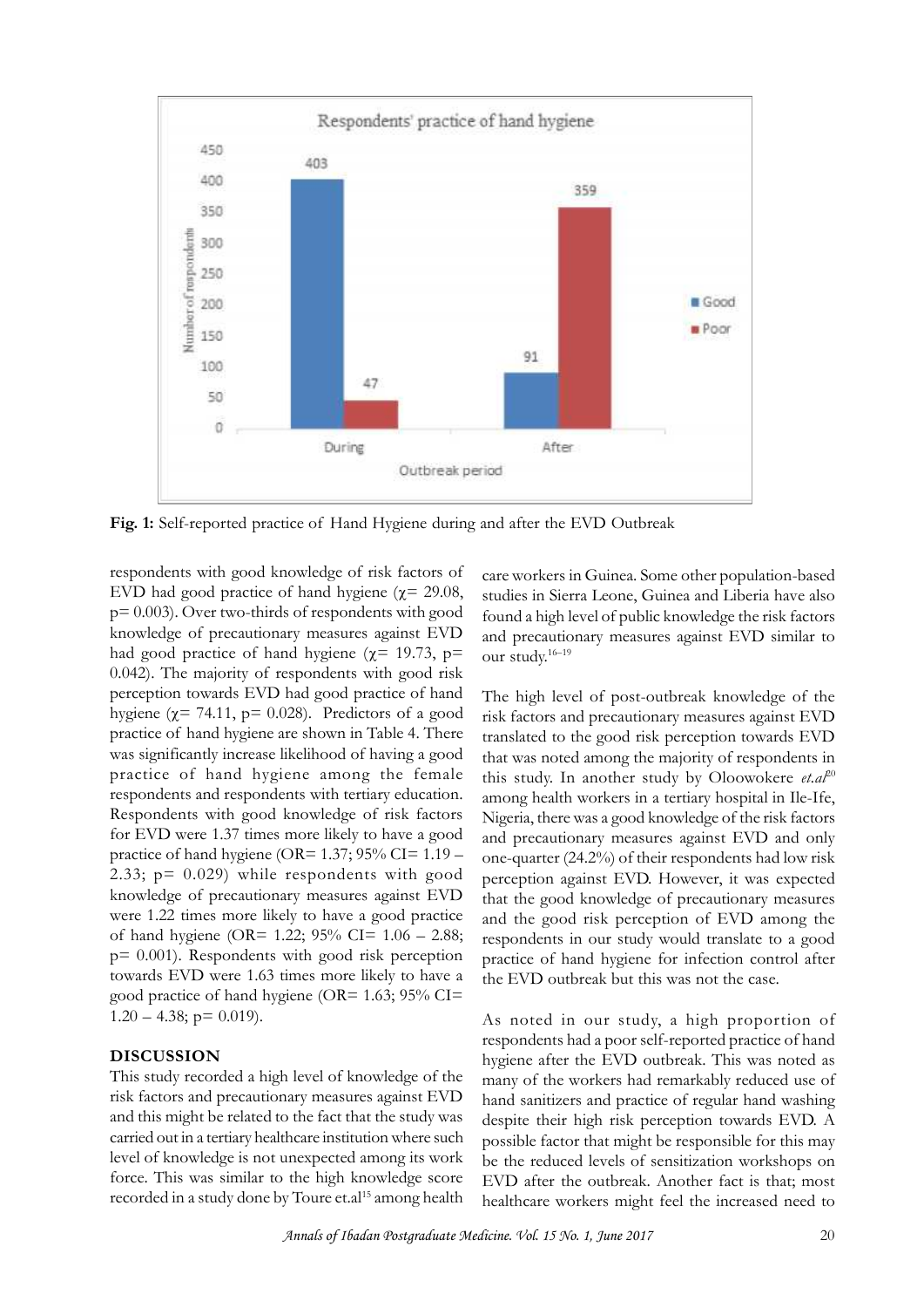Fig. 1: Self-reported practice of Hand Hygiene during and after the EVD Outbreak

respondents with good knowledge of risk factors of EVD had good practice of hand hygiene ($\chi$= 29.08, p= 0.003). Over two-thirds of respondents with good knowledge of precautionary measures against EVD had good practice of hand hygiene ($\chi$= 19.73, p= 0.042). The majority of respondents with good risk perception towards EVD had good practice of hand hygiene ($\chi$= 74.11, p= 0.028). Predictors of a good practice of hand hygiene are shown in Table 4. There was significantly increase likelihood of having a good practice of hand hygiene among the female respondents and respondents with tertiary education. Respondents with good knowledge of risk factors for EVD were 1.37 times more likely to have a good practice of hand hygiene (OR= 1.37; 95% CI= 1.19 – 2.33; p= 0.029) while respondents with good knowledge of precautionary measures against EVD were 1.22 times more likely to have a good practice of hand hygiene (OR= 1.22; 95% CI= 1.06 – 2.88; p= 0.001). Respondents with good risk perception towards EVD were 1.63 times more likely to have a good practice of hand hygiene (OR= 1.63; 95% CI= 1.20 – 4.38; p= 0.019).

## DISCUSSION

This study recorded a high level of knowledge of the risk factors and precautionary measures against EVD and this might be related to the fact that the study was carried out in a tertiary healthcare institution where such level of knowledge is not unexpected among its work force. This was similar to the high knowledge score recorded in a study done by Toure et.al[15] among health care workers in Guinea. Some other population-based studies in Sierra Leone, Guinea and Liberia have also found a high level of public knowledge the risk factors and precautionary measures against EVD similar to our study.[16–19]

The high level of post-outbreak knowledge of the risk factors and precautionary measures against EVD translated to the good risk perception towards EVD that was noted among the majority of respondents in this study. In another study by Oloowokere *et.al*[20] among health workers in a tertiary hospital in Ile-Ife, Nigeria, there was a good knowledge of the risk factors and precautionary measures against EVD and only one-quarter (24.2%) of their respondents had low risk perception against EVD. However, it was expected that the good knowledge of precautionary measures and the good risk perception of EVD among the respondents in our study would translate to a good practice of hand hygiene for infection control after the EVD outbreak but this was not the case.

As noted in our study, a high proportion of respondents had a poor self-reported practice of hand hygiene after the EVD outbreak. This was noted as many of the workers had remarkably reduced use of hand sanitizers and practice of regular hand washing despite their high risk perception towards EVD. A possible factor that might be responsible for this may be the reduced levels of sensitization workshops on EVD after the outbreak. Another fact is that; most healthcare workers might feel the increased need to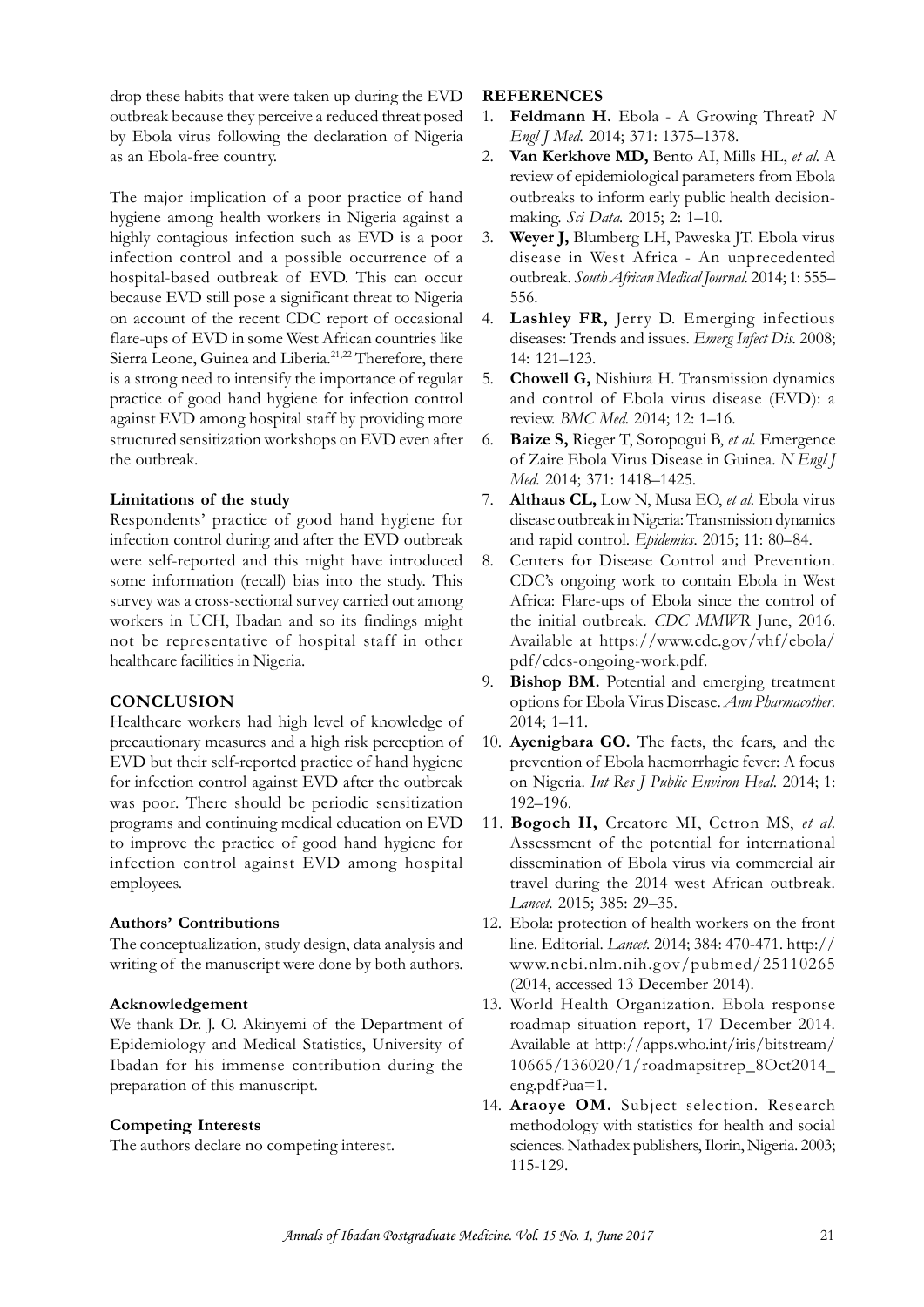drop these habits that were taken up during the EVD outbreak because they perceive a reduced threat posed by Ebola virus following the declaration of Nigeria as an Ebola-free country.

The major implication of a poor practice of hand hygiene among health workers in Nigeria against a highly contagious infection such as EVD is a poor infection control and a possible occurrence of a hospital-based outbreak of EVD. This can occur because EVD still pose a significant threat to Nigeria on account of the recent CDC report of occasional flare-ups of EVD in some West African countries like Sierra Leone, Guinea and Liberia.[21,22] Therefore, there is a strong need to intensify the importance of regular practice of good hand hygiene for infection control against EVD among hospital staff by providing more structured sensitization workshops on EVD even after the outbreak.

### Limitations of the study

Respondents' practice of good hand hygiene for infection control during and after the EVD outbreak were self-reported and this might have introduced some information (recall) bias into the study. This survey was a cross-sectional survey carried out among workers in UCH, Ibadan and so its findings might not be representative of hospital staff in other healthcare facilities in Nigeria.

## CONCLUSION

Healthcare workers had high level of knowledge of precautionary measures and a high risk perception of EVD but their self-reported practice of hand hygiene for infection control against EVD after the outbreak was poor. There should be periodic sensitization programs and continuing medical education on EVD to improve the practice of good hand hygiene for infection control against EVD among hospital employees.

### Authors' Contributions

The conceptualization, study design, data analysis and writing of the manuscript were done by both authors.

### Acknowledgement

We thank Dr. J. O. Akinyemi of the Department of Epidemiology and Medical Statistics, University of Ibadan for his immense contribution during the preparation of this manuscript.

### Competing Interests

The authors declare no competing interest.

## REFERENCES

1. **Feldmann H.** Ebola - A Growing Threat? *N Engl J Med.* 2014; 371: 1375–1378.
2. **Van Kerkhove MD,** Bento AI, Mills HL, *et al.* A review of epidemiological parameters from Ebola outbreaks to inform early public health decision-making. *Sci Data.* 2015; 2: 1–10.
3. **Weyer J,** Blumberg LH, Paweska JT. Ebola virus disease in West Africa - An unprecedented outbreak. *South African Medical Journal.* 2014; 1: 555–556.
4. **Lashley FR,** Jerry D. Emerging infectious diseases: Trends and issues. *Emerg Infect Dis.* 2008; 14: 121–123.
5. **Chowell G,** Nishiura H. Transmission dynamics and control of Ebola virus disease (EVD): a review. *BMC Med.* 2014; 12: 1–16.
6. **Baize S,** Rieger T, Soropogui B, *et al.* Emergence of Zaire Ebola Virus Disease in Guinea. *N Engl J Med.* 2014; 371: 1418–1425.
7. **Althaus CL,** Low N, Musa EO, *et al.* Ebola virus disease outbreak in Nigeria: Transmission dynamics and rapid control. *Epidemics.* 2015; 11: 80–84.
8. Centers for Disease Control and Prevention. CDC's ongoing work to contain Ebola in West Africa: Flare-ups of Ebola since the control of the initial outbreak. *CDC MMWR* June, 2016. Available at https://www.cdc.gov/vhf/ebola/pdf/cdcs-ongoing-work.pdf.
9. **Bishop BM.** Potential and emerging treatment options for Ebola Virus Disease. *Ann Pharmacother.* 2014; 1–11.
10. **Ayenigbara GO.** The facts, the fears, and the prevention of Ebola haemorrhagic fever: A focus on Nigeria. *Int Res J Public Environ Heal.* 2014; 1: 192–196.
11. **Bogoch II,** Creatore MI, Cetron MS, *et al.* Assessment of the potential for international dissemination of Ebola virus via commercial air travel during the 2014 west African outbreak. *Lancet.* 2015; 385: 29–35.
12. Ebola: protection of health workers on the front line. Editorial. *Lancet.* 2014; 384: 470-471. http://www.ncbi.nlm.nih.gov/pubmed/25110265 (2014, accessed 13 December 2014).
13. World Health Organization. Ebola response roadmap situation report, 17 December 2014. Available at http://apps.who.int/iris/bitstream/10665/136020/1/roadmapsitrep_8Oct2014_eng.pdf?ua=1.
14. **Araoye OM.** Subject selection. Research methodology with statistics for health and social sciences. Nathadex publishers, Ilorin, Nigeria. 2003; 115-129.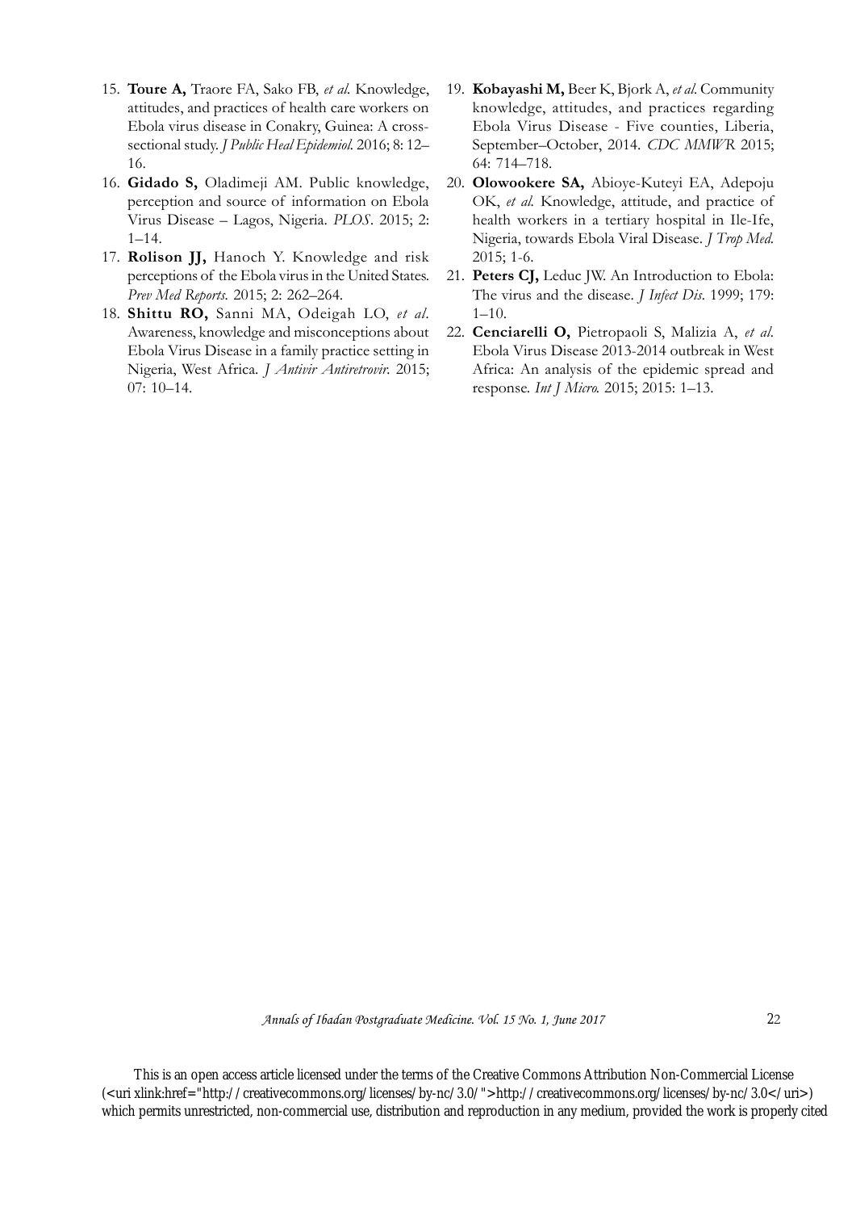15. **Toure A,** Traore FA, Sako FB, *et al.* Knowledge, attitudes, and practices of health care workers on Ebola virus disease in Conakry, Guinea: A cross-sectional study. *J Public Heal Epidemiol.* 2016; 8: 12–16.
16. **Gidado S,** Oladimeji AM. Public knowledge, perception and source of information on Ebola Virus Disease – Lagos, Nigeria. *PLOS*. 2015; 2: 1–14.
17. **Rolison JJ,** Hanoch Y. Knowledge and risk perceptions of the Ebola virus in the United States. *Prev Med Reports.* 2015; 2: 262–264.
18. **Shittu RO,** Sanni MA, Odeigah LO, *et al*. Awareness, knowledge and misconceptions about Ebola Virus Disease in a family practice setting in Nigeria, West Africa. *J Antivir Antiretrovir.* 2015; 07: 10–14.
19. **Kobayashi M,** Beer K, Bjork A, *et al.* Community knowledge, attitudes, and practices regarding Ebola Virus Disease - Five counties, Liberia, September–October, 2014. *CDC MMWR* 2015; 64: 714–718.
20. **Olowookere SA,** Abioye-Kuteyi EA, Adepoju OK, *et al.* Knowledge, attitude, and practice of health workers in a tertiary hospital in Ile-Ife, Nigeria, towards Ebola Viral Disease. *J Trop Med.* 2015; 1-6.
21. **Peters CJ,** Leduc JW. An Introduction to Ebola: The virus and the disease. *J Infect Dis*. 1999; 179: 1–10.
22. **Cenciarelli O,** Pietropaoli S, Malizia A, *et al.* Ebola Virus Disease 2013-2014 outbreak in West Africa: An analysis of the epidemic spread and response. *Int J Micro.* 2015; 2015: 1–13.

This is an open access article licensed under the terms of the Creative Commons Attribution Non-Commercial License (<uri xlink:href="http://creativecommons.org/licenses/by-nc/3.0/">http://creativecommons.org/licenses/by-nc/3.0</uri>) which permits unrestricted, non-commercial use, distribution and reproduction in any medium, provided the work is properly cited